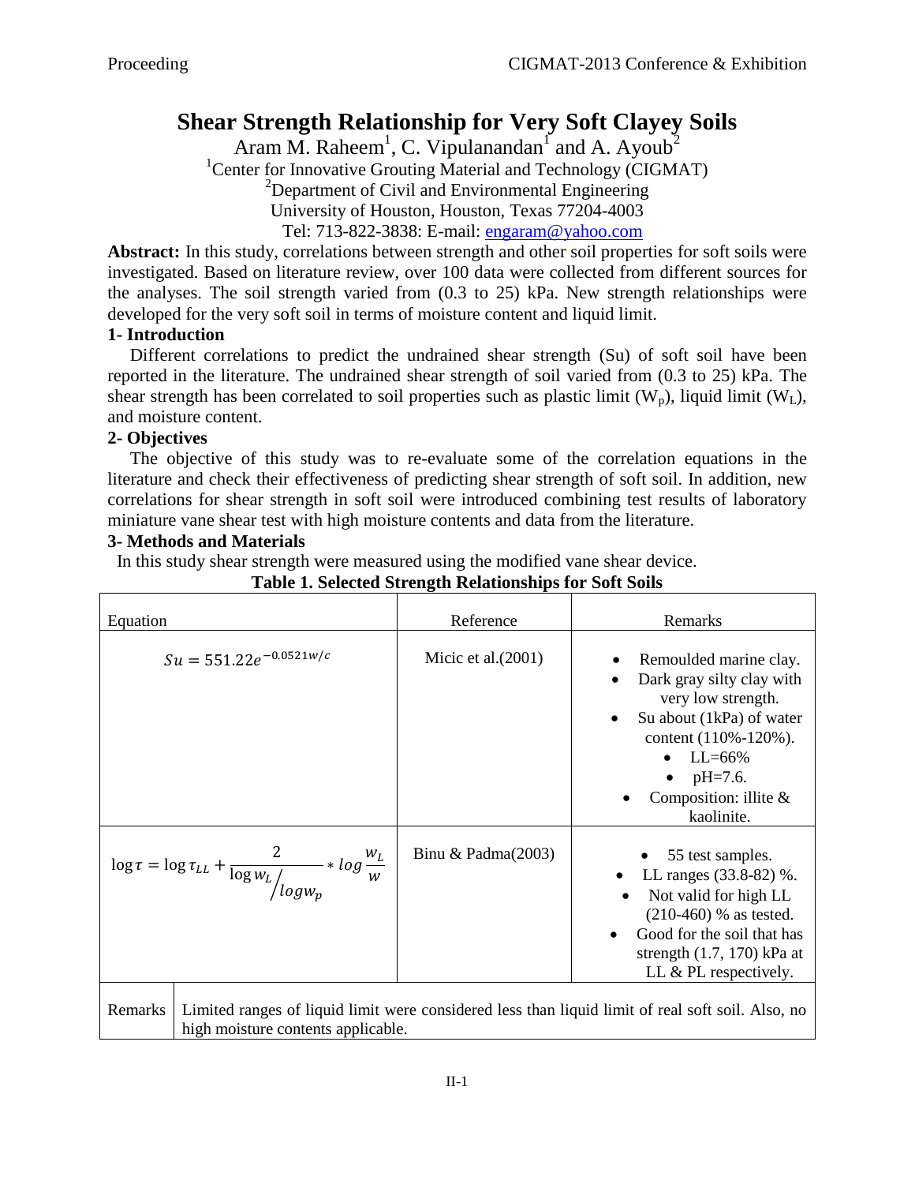# Shear Strength Relationship for Very Soft Clayey Soils

Aram M. Raheem[1], C. Vipulanandan[1] and A. Ayoub[2]

[1]Center for Innovative Grouting Material and Technology (CIGMAT)

[2]Department of Civil and Environmental Engineering

University of Houston, Houston, Texas 77204-4003

Tel: 713-822-3838: E-mail: engaram@yahoo.com

**Abstract:** In this study, correlations between strength and other soil properties for soft soils were investigated. Based on literature review, over 100 data were collected from different sources for the analyses. The soil strength varied from (0.3 to 25) kPa. New strength relationships were developed for the very soft soil in terms of moisture content and liquid limit.

## 1- Introduction

Different correlations to predict the undrained shear strength (Su) of soft soil have been reported in the literature. The undrained shear strength of soil varied from (0.3 to 25) kPa. The shear strength has been correlated to soil properties such as plastic limit ($W_p$), liquid limit ($W_L$), and moisture content.

## 2- Objectives

The objective of this study was to re-evaluate some of the correlation equations in the literature and check their effectiveness of predicting shear strength of soft soil. In addition, new correlations for shear strength in soft soil were introduced combining test results of laboratory miniature vane shear test with high moisture contents and data from the literature.

## 3- Methods and Materials

In this study shear strength were measured using the modified vane shear device.

**Table 1. Selected Strength Relationships for Soft Soils**

| Equation | Reference | Remarks |
|---|---|---|
| $Su = 551.22e^{-0.0521w/c}$ | Micic et al.(2001) | • Remoulded marine clay. • Dark gray silty clay with very low strength. • Su about (1kPa) of water content (110%-120%). • LL=66% • pH=7.6. • Composition: illite & kaolinite. |
| $\log\tau = \log\tau_{LL} + \frac{2}{\log w_L / \log w_p} * \log\frac{w_L}{w}$ | Binu & Padma(2003) | • 55 test samples. • LL ranges (33.8-82) %. • Not valid for high LL (210-460) % as tested. • Good for the soil that has strength (1.7, 170) kPa at LL & PL respectively. |
| Remarks | Limited ranges of liquid limit were considered less than liquid limit of real soft soil. Also, no high moisture contents applicable. | |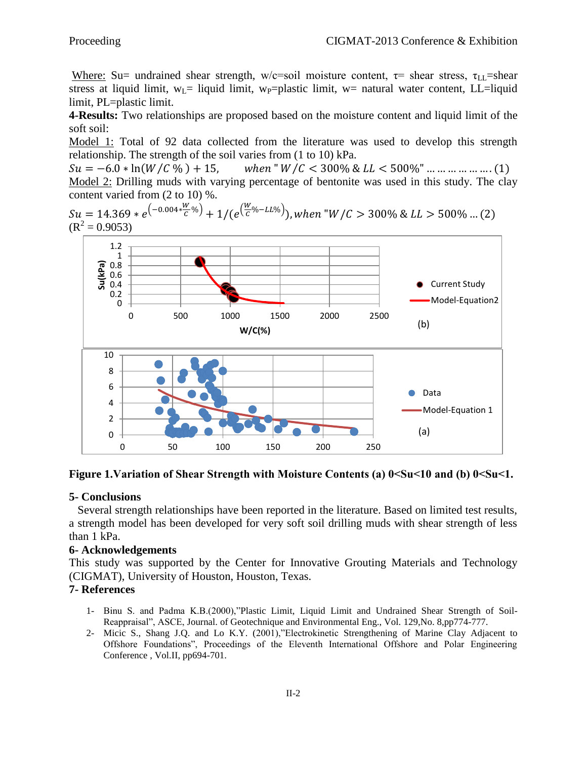Where: Su= undrained shear strength, w/c=soil moisture content, τ= shear stress, $\tau_{LL}$=shear stress at liquid limit, $w_L$= liquid limit, $w_P$=plastic limit, w= natural water content, LL=liquid limit, PL=plastic limit.

**4-Results:** Two relationships are proposed based on the moisture content and liquid limit of the soft soil:

Model 1: Total of 92 data collected from the literature was used to develop this strength relationship. The strength of the soil varies from (1 to 10) kPa.

$$Su = -6.0 * \ln(W/C\,\%) + 15, \quad when\ "W/C < 300\%\ \&\ LL < 500\%" \ldots\ldots\ldots\ldots\ldots\ldots. (1)$$

Model 2: Drilling muds with varying percentage of bentonite was used in this study. The clay content varied from (2 to 10) %.

$$Su = 14.369 * e^{\left(-0.004*\frac{W}{C}\%\right)} + 1/(e^{\left(\frac{W}{C}\%-LL\%\right)}), when\ "W/C > 300\%\ \&\ LL > 500\% \ldots (2)$$

($R^2$ = 0.9053)

1.2
1
0.8
0.6
0.4
0.2
0
Su(kPa)
0 500 1000 1500 2000 2500
W/C(%)
Current Study
Model-Equation2
(b)

10
8
6
4
2
0
0 50 100 150 200 250
Data
Model-Equation 1
(a)

**Figure 1.Variation of Shear Strength with Moisture Contents (a) 0<Su<10 and (b) 0<Su<1.**

**5- Conclusions**

Several strength relationships have been reported in the literature. Based on limited test results, a strength model has been developed for very soft soil drilling muds with shear strength of less than 1 kPa.

**6- Acknowledgements**

This study was supported by the Center for Innovative Grouting Materials and Technology (CIGMAT), University of Houston, Houston, Texas.

**7- References**

1- Binu S. and Padma K.B.(2000),"Plastic Limit, Liquid Limit and Undrained Shear Strength of Soil-Reappraisal", ASCE, Journal. of Geotechnique and Environmental Eng., Vol. 129,No. 8,pp774-777.

2- Micic S., Shang J.Q. and Lo K.Y. (2001),"Electrokinetic Strengthening of Marine Clay Adjacent to Offshore Foundations", Proceedings of the Eleventh International Offshore and Polar Engineering Conference , Vol.II, pp694-701.